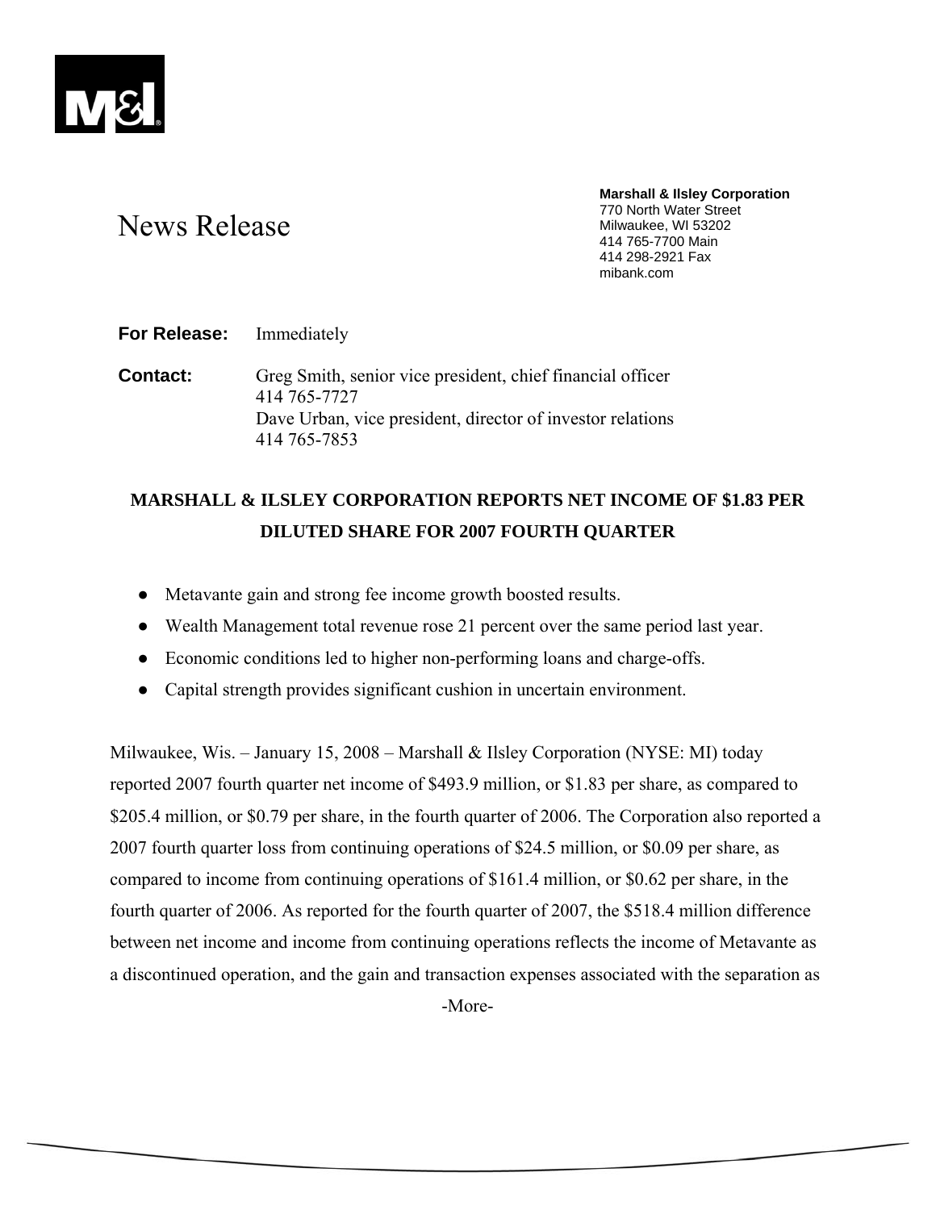**Marshall & Ilsley Corporation**
770 North Water Street
Milwaukee, WI 53202
414 765-7700 Main
414 298-2921 Fax
mibank.com

# News Release

**For Release:** Immediately

**Contact:** Greg Smith, senior vice president, chief financial officer
414 765-7727
Dave Urban, vice president, director of investor relations
414 765-7853

## MARSHALL & ILSLEY CORPORATION REPORTS NET INCOME OF $1.83 PER DILUTED SHARE FOR 2007 FOURTH QUARTER

- Metavante gain and strong fee income growth boosted results.
- Wealth Management total revenue rose 21 percent over the same period last year.
- Economic conditions led to higher non-performing loans and charge-offs.
- Capital strength provides significant cushion in uncertain environment.

Milwaukee, Wis. – January 15, 2008 – Marshall & Ilsley Corporation (NYSE: MI) today reported 2007 fourth quarter net income of $493.9 million, or $1.83 per share, as compared to $205.4 million, or $0.79 per share, in the fourth quarter of 2006. The Corporation also reported a 2007 fourth quarter loss from continuing operations of $24.5 million, or $0.09 per share, as compared to income from continuing operations of $161.4 million, or $0.62 per share, in the fourth quarter of 2006. As reported for the fourth quarter of 2007, the $518.4 million difference between net income and income from continuing operations reflects the income of Metavante as a discontinued operation, and the gain and transaction expenses associated with the separation as

-More-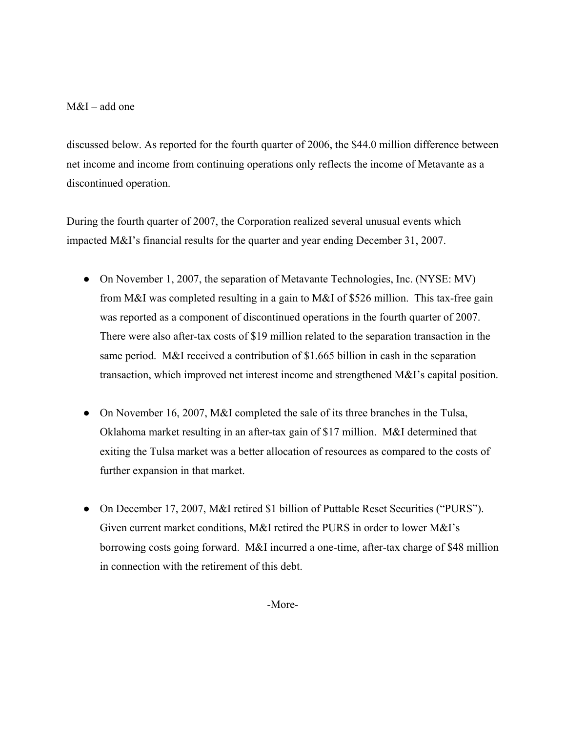discussed below. As reported for the fourth quarter of 2006, the $44.0 million difference between net income and income from continuing operations only reflects the income of Metavante as a discontinued operation.

During the fourth quarter of 2007, the Corporation realized several unusual events which impacted M&I's financial results for the quarter and year ending December 31, 2007.

- On November 1, 2007, the separation of Metavante Technologies, Inc. (NYSE: MV) from M&I was completed resulting in a gain to M&I of $526 million. This tax-free gain was reported as a component of discontinued operations in the fourth quarter of 2007. There were also after-tax costs of $19 million related to the separation transaction in the same period. M&I received a contribution of $1.665 billion in cash in the separation transaction, which improved net interest income and strengthened M&I's capital position.

- On November 16, 2007, M&I completed the sale of its three branches in the Tulsa, Oklahoma market resulting in an after-tax gain of $17 million. M&I determined that exiting the Tulsa market was a better allocation of resources as compared to the costs of further expansion in that market.

- On December 17, 2007, M&I retired $1 billion of Puttable Reset Securities ("PURS"). Given current market conditions, M&I retired the PURS in order to lower M&I's borrowing costs going forward. M&I incurred a one-time, after-tax charge of $48 million in connection with the retirement of this debt.

-More-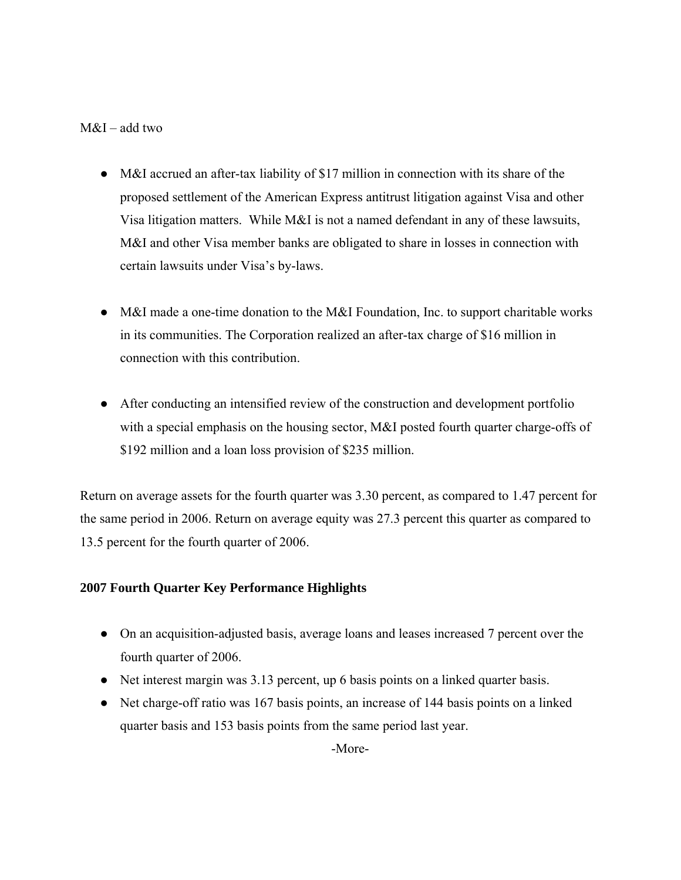M&I – add two

- M&I accrued an after-tax liability of $17 million in connection with its share of the proposed settlement of the American Express antitrust litigation against Visa and other Visa litigation matters. While M&I is not a named defendant in any of these lawsuits, M&I and other Visa member banks are obligated to share in losses in connection with certain lawsuits under Visa's by-laws.

- M&I made a one-time donation to the M&I Foundation, Inc. to support charitable works in its communities. The Corporation realized an after-tax charge of $16 million in connection with this contribution.

- After conducting an intensified review of the construction and development portfolio with a special emphasis on the housing sector, M&I posted fourth quarter charge-offs of $192 million and a loan loss provision of $235 million.

Return on average assets for the fourth quarter was 3.30 percent, as compared to 1.47 percent for the same period in 2006. Return on average equity was 27.3 percent this quarter as compared to 13.5 percent for the fourth quarter of 2006.

**2007 Fourth Quarter Key Performance Highlights**

- On an acquisition-adjusted basis, average loans and leases increased 7 percent over the fourth quarter of 2006.
- Net interest margin was 3.13 percent, up 6 basis points on a linked quarter basis.
- Net charge-off ratio was 167 basis points, an increase of 144 basis points on a linked quarter basis and 153 basis points from the same period last year.

-More-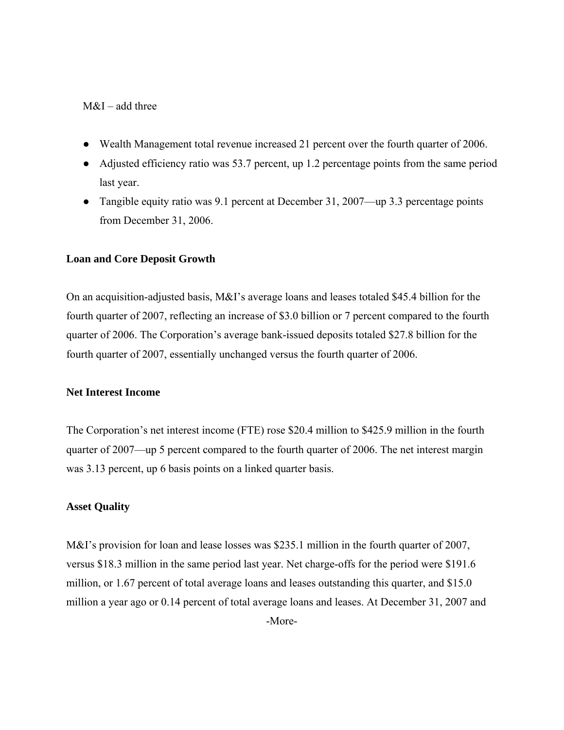- Wealth Management total revenue increased 21 percent over the fourth quarter of 2006.
- Adjusted efficiency ratio was 53.7 percent, up 1.2 percentage points from the same period last year.
- Tangible equity ratio was 9.1 percent at December 31, 2007—up 3.3 percentage points from December 31, 2006.

**Loan and Core Deposit Growth**

On an acquisition-adjusted basis, M&I's average loans and leases totaled $45.4 billion for the fourth quarter of 2007, reflecting an increase of $3.0 billion or 7 percent compared to the fourth quarter of 2006. The Corporation's average bank-issued deposits totaled $27.8 billion for the fourth quarter of 2007, essentially unchanged versus the fourth quarter of 2006.

**Net Interest Income**

The Corporation's net interest income (FTE) rose $20.4 million to $425.9 million in the fourth quarter of 2007—up 5 percent compared to the fourth quarter of 2006. The net interest margin was 3.13 percent, up 6 basis points on a linked quarter basis.

**Asset Quality**

M&I's provision for loan and lease losses was $235.1 million in the fourth quarter of 2007, versus $18.3 million in the same period last year. Net charge-offs for the period were $191.6 million, or 1.67 percent of total average loans and leases outstanding this quarter, and $15.0 million a year ago or 0.14 percent of total average loans and leases. At December 31, 2007 and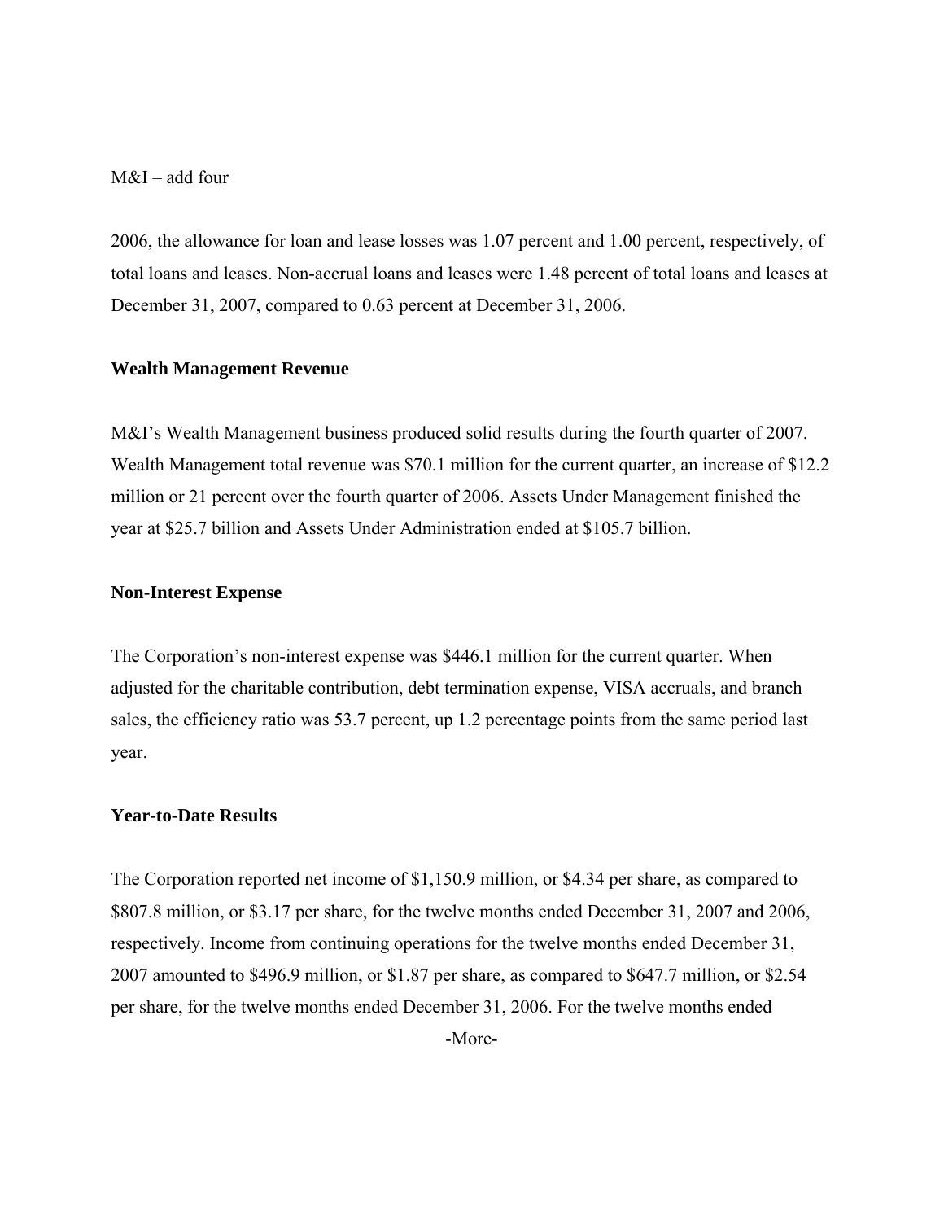2006, the allowance for loan and lease losses was 1.07 percent and 1.00 percent, respectively, of total loans and leases. Non-accrual loans and leases were 1.48 percent of total loans and leases at December 31, 2007, compared to 0.63 percent at December 31, 2006.

**Wealth Management Revenue**

M&I's Wealth Management business produced solid results during the fourth quarter of 2007. Wealth Management total revenue was $70.1 million for the current quarter, an increase of $12.2 million or 21 percent over the fourth quarter of 2006. Assets Under Management finished the year at $25.7 billion and Assets Under Administration ended at $105.7 billion.

**Non-Interest Expense**

The Corporation's non-interest expense was $446.1 million for the current quarter. When adjusted for the charitable contribution, debt termination expense, VISA accruals, and branch sales, the efficiency ratio was 53.7 percent, up 1.2 percentage points from the same period last year.

**Year-to-Date Results**

The Corporation reported net income of $1,150.9 million, or $4.34 per share, as compared to $807.8 million, or $3.17 per share, for the twelve months ended December 31, 2007 and 2006, respectively. Income from continuing operations for the twelve months ended December 31, 2007 amounted to $496.9 million, or $1.87 per share, as compared to $647.7 million, or $2.54 per share, for the twelve months ended December 31, 2006. For the twelve months ended

-More-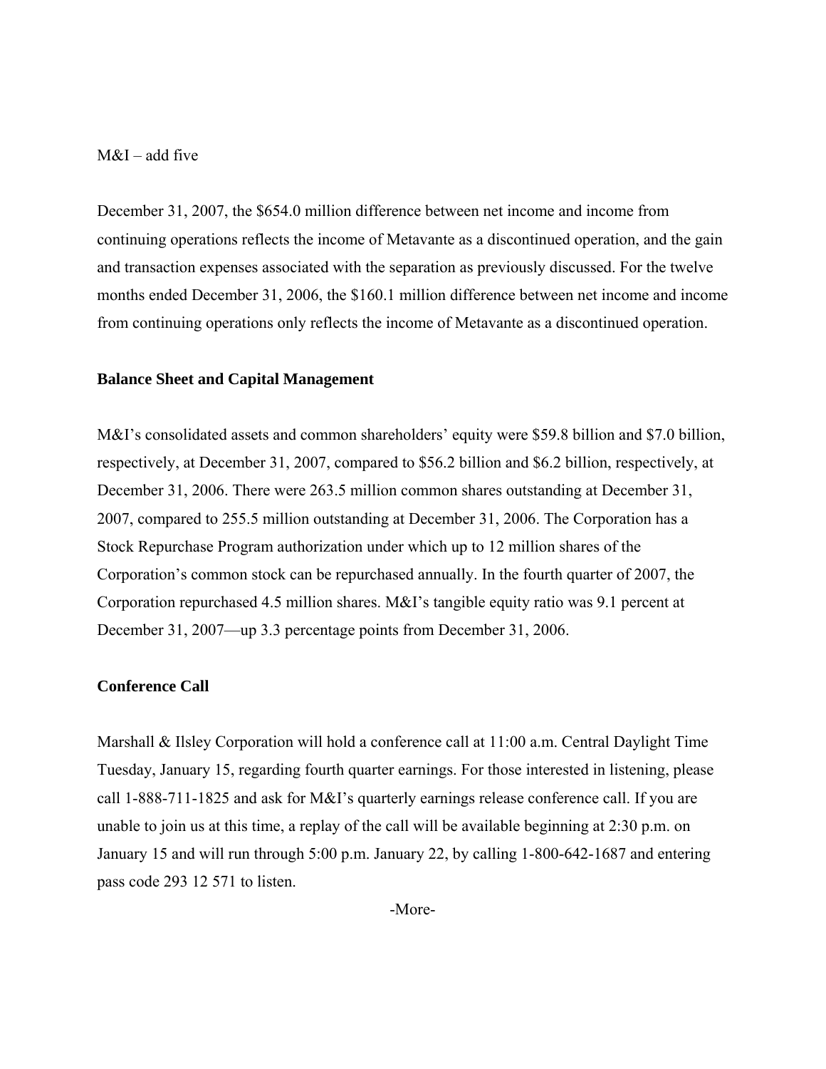December 31, 2007, the $654.0 million difference between net income and income from continuing operations reflects the income of Metavante as a discontinued operation, and the gain and transaction expenses associated with the separation as previously discussed. For the twelve months ended December 31, 2006, the $160.1 million difference between net income and income from continuing operations only reflects the income of Metavante as a discontinued operation.

**Balance Sheet and Capital Management**

M&I's consolidated assets and common shareholders' equity were $59.8 billion and $7.0 billion, respectively, at December 31, 2007, compared to $56.2 billion and $6.2 billion, respectively, at December 31, 2006. There were 263.5 million common shares outstanding at December 31, 2007, compared to 255.5 million outstanding at December 31, 2006. The Corporation has a Stock Repurchase Program authorization under which up to 12 million shares of the Corporation's common stock can be repurchased annually. In the fourth quarter of 2007, the Corporation repurchased 4.5 million shares. M&I's tangible equity ratio was 9.1 percent at December 31, 2007—up 3.3 percentage points from December 31, 2006.

**Conference Call**

Marshall & Ilsley Corporation will hold a conference call at 11:00 a.m. Central Daylight Time Tuesday, January 15, regarding fourth quarter earnings. For those interested in listening, please call 1-888-711-1825 and ask for M&I's quarterly earnings release conference call. If you are unable to join us at this time, a replay of the call will be available beginning at 2:30 p.m. on January 15 and will run through 5:00 p.m. January 22, by calling 1-800-642-1687 and entering pass code 293 12 571 to listen.

-More-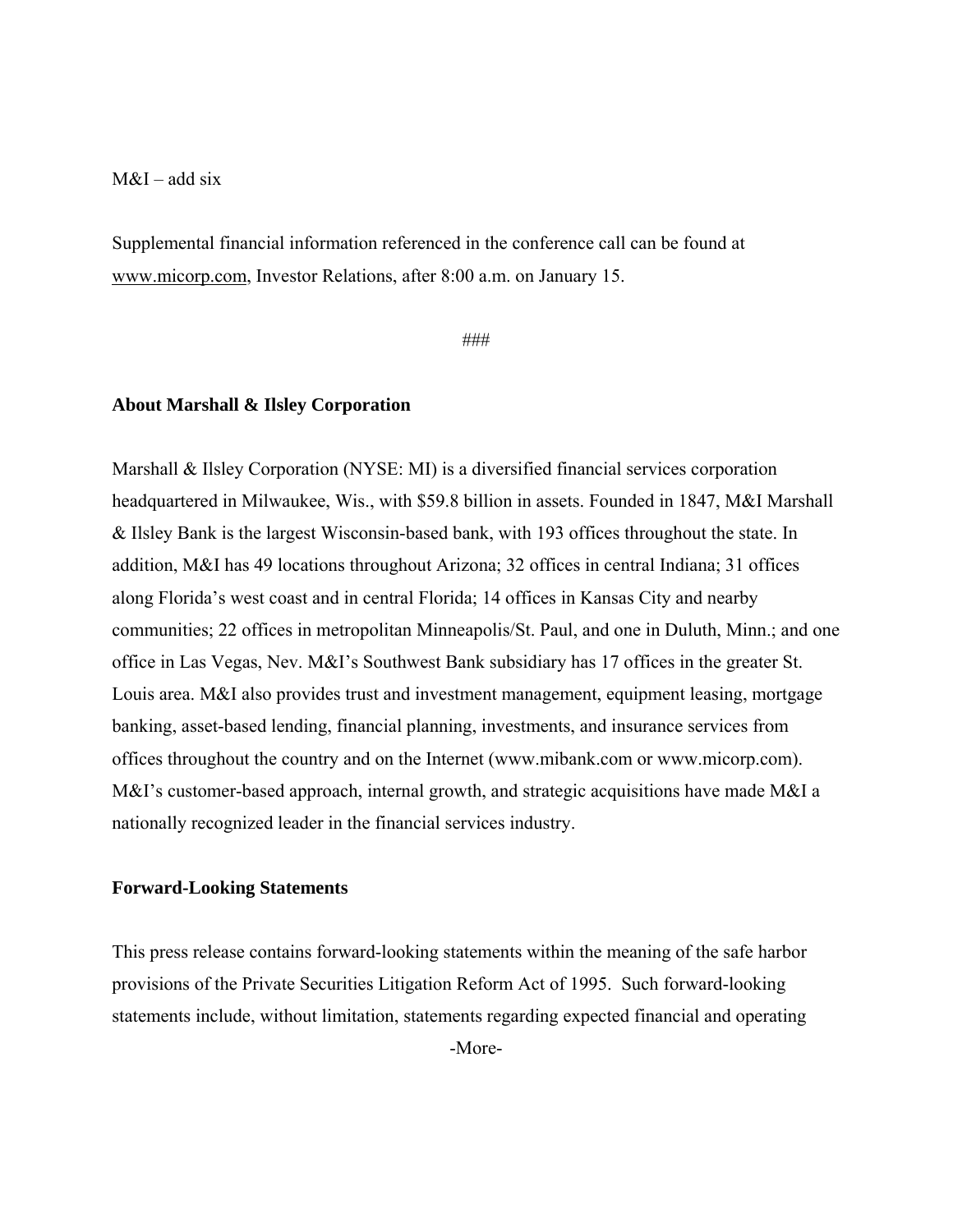M&I – add six

Supplemental financial information referenced in the conference call can be found at www.micorp.com, Investor Relations, after 8:00 a.m. on January 15.

###

**About Marshall & Ilsley Corporation**

Marshall & Ilsley Corporation (NYSE: MI) is a diversified financial services corporation headquartered in Milwaukee, Wis., with $59.8 billion in assets. Founded in 1847, M&I Marshall & Ilsley Bank is the largest Wisconsin-based bank, with 193 offices throughout the state. In addition, M&I has 49 locations throughout Arizona; 32 offices in central Indiana; 31 offices along Florida's west coast and in central Florida; 14 offices in Kansas City and nearby communities; 22 offices in metropolitan Minneapolis/St. Paul, and one in Duluth, Minn.; and one office in Las Vegas, Nev. M&I's Southwest Bank subsidiary has 17 offices in the greater St. Louis area. M&I also provides trust and investment management, equipment leasing, mortgage banking, asset-based lending, financial planning, investments, and insurance services from offices throughout the country and on the Internet (www.mibank.com or www.micorp.com). M&I's customer-based approach, internal growth, and strategic acquisitions have made M&I a nationally recognized leader in the financial services industry.

**Forward-Looking Statements**

This press release contains forward-looking statements within the meaning of the safe harbor provisions of the Private Securities Litigation Reform Act of 1995. Such forward-looking statements include, without limitation, statements regarding expected financial and operating

-More-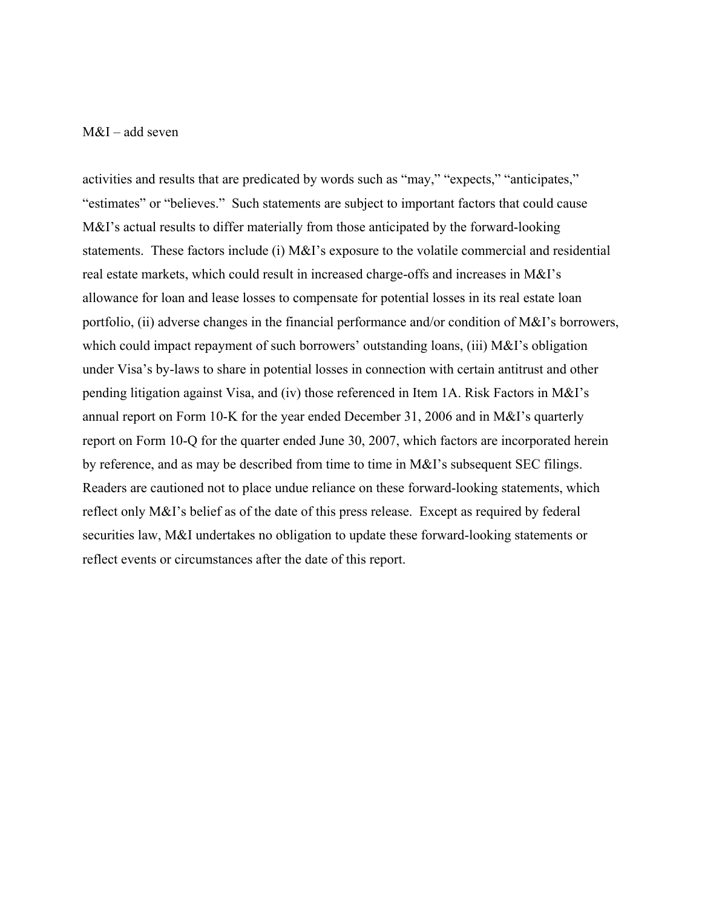M&I – add seven

activities and results that are predicated by words such as "may," "expects," "anticipates," "estimates" or "believes." Such statements are subject to important factors that could cause M&I's actual results to differ materially from those anticipated by the forward-looking statements. These factors include (i) M&I's exposure to the volatile commercial and residential real estate markets, which could result in increased charge-offs and increases in M&I's allowance for loan and lease losses to compensate for potential losses in its real estate loan portfolio, (ii) adverse changes in the financial performance and/or condition of M&I's borrowers, which could impact repayment of such borrowers' outstanding loans, (iii) M&I's obligation under Visa's by-laws to share in potential losses in connection with certain antitrust and other pending litigation against Visa, and (iv) those referenced in Item 1A. Risk Factors in M&I's annual report on Form 10-K for the year ended December 31, 2006 and in M&I's quarterly report on Form 10-Q for the quarter ended June 30, 2007, which factors are incorporated herein by reference, and as may be described from time to time in M&I's subsequent SEC filings. Readers are cautioned not to place undue reliance on these forward-looking statements, which reflect only M&I's belief as of the date of this press release. Except as required by federal securities law, M&I undertakes no obligation to update these forward-looking statements or reflect events or circumstances after the date of this report.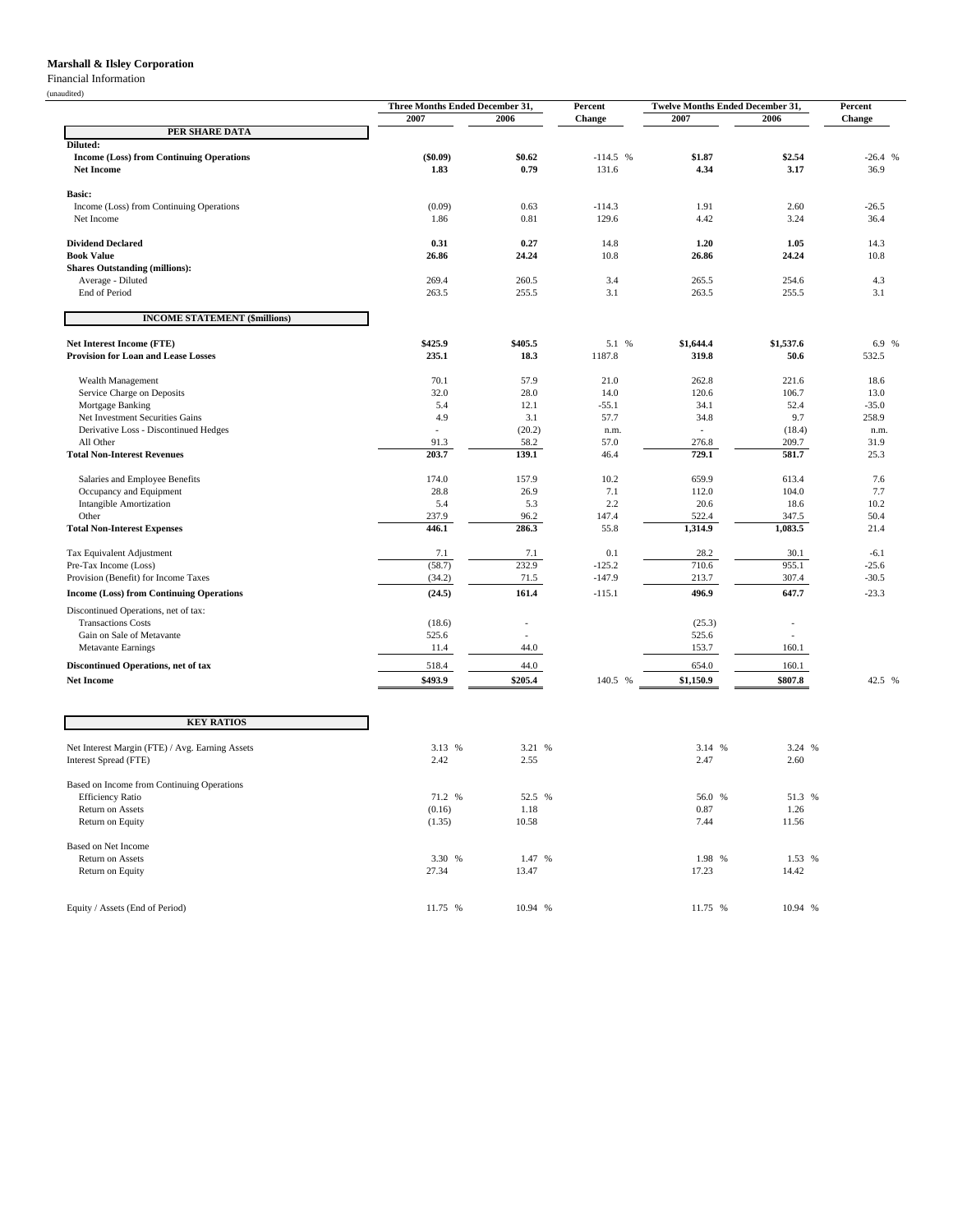**Marshall & Ilsley Corporation**

Financial Information

(unaudited)

| | Three Months Ended December 31, 2007 | Three Months Ended December 31, 2006 | Percent Change | Twelve Months Ended December 31, 2007 | Twelve Months Ended December 31, 2006 | Percent Change |
|---|---|---|---|---|---|---|
| **PER SHARE DATA** | | | | | | |
| **Diluted:** | | | | | | |
| **Income (Loss) from Continuing Operations** | **($0.09)** | **$0.62** | -114.5 % | **$1.87** | **$2.54** | -26.4 % |
| **Net Income** | **1.83** | **0.79** | 131.6 | **4.34** | **3.17** | 36.9 |
| **Basic:** | | | | | | |
| Income (Loss) from Continuing Operations | (0.09) | 0.63 | -114.3 | 1.91 | 2.60 | -26.5 |
| Net Income | 1.86 | 0.81 | 129.6 | 4.42 | 3.24 | 36.4 |
| **Dividend Declared** | **0.31** | **0.27** | 14.8 | **1.20** | **1.05** | 14.3 |
| **Book Value** | **26.86** | **24.24** | 10.8 | **26.86** | **24.24** | 10.8 |
| **Shares Outstanding (millions):** | | | | | | |
| Average - Diluted | 269.4 | 260.5 | 3.4 | 265.5 | 254.6 | 4.3 |
| End of Period | 263.5 | 255.5 | 3.1 | 263.5 | 255.5 | 3.1 |
| **INCOME STATEMENT ($millions)** | | | | | | |
| **Net Interest Income (FTE)** | **$425.9** | **$405.5** | 5.1 % | **$1,644.4** | **$1,537.6** | 6.9 % |
| **Provision for Loan and Lease Losses** | **235.1** | **18.3** | 1187.8 | **319.8** | **50.6** | 532.5 |
| Wealth Management | 70.1 | 57.9 | 21.0 | 262.8 | 221.6 | 18.6 |
| Service Charge on Deposits | 32.0 | 28.0 | 14.0 | 120.6 | 106.7 | 13.0 |
| Mortgage Banking | 5.4 | 12.1 | -55.1 | 34.1 | 52.4 | -35.0 |
| Net Investment Securities Gains | 4.9 | 3.1 | 57.7 | 34.8 | 9.7 | 258.9 |
| Derivative Loss - Discontinued Hedges | - | (20.2) | n.m. | - | (18.4) | n.m. |
| All Other | 91.3 | 58.2 | 57.0 | 276.8 | 209.7 | 31.9 |
| **Total Non-Interest Revenues** | **203.7** | **139.1** | 46.4 | **729.1** | **581.7** | 25.3 |
| Salaries and Employee Benefits | 174.0 | 157.9 | 10.2 | 659.9 | 613.4 | 7.6 |
| Occupancy and Equipment | 28.8 | 26.9 | 7.1 | 112.0 | 104.0 | 7.7 |
| Intangible Amortization | 5.4 | 5.3 | 2.2 | 20.6 | 18.6 | 10.2 |
| Other | 237.9 | 96.2 | 147.4 | 522.4 | 347.5 | 50.4 |
| **Total Non-Interest Expenses** | **446.1** | **286.3** | 55.8 | **1,314.9** | **1,083.5** | 21.4 |
| Tax Equivalent Adjustment | 7.1 | 7.1 | 0.1 | 28.2 | 30.1 | -6.1 |
| Pre-Tax Income (Loss) | (58.7) | 232.9 | -125.2 | 710.6 | 955.1 | -25.6 |
| Provision (Benefit) for Income Taxes | (34.2) | 71.5 | -147.9 | 213.7 | 307.4 | -30.5 |
| **Income (Loss) from Continuing Operations** | **(24.5)** | **161.4** | -115.1 | **496.9** | **647.7** | -23.3 |
| Discontinued Operations, net of tax: | | | | | | |
| Transactions Costs | (18.6) | - | | (25.3) | - | |
| Gain on Sale of Metavante | 525.6 | - | | 525.6 | - | |
| Metavante Earnings | 11.4 | 44.0 | | 153.7 | 160.1 | |
| **Discontinued Operations, net of tax** | 518.4 | 44.0 | | 654.0 | 160.1 | |
| **Net Income** | **$493.9** | **$205.4** | 140.5 % | **$1,150.9** | **$807.8** | 42.5 % |
| **KEY RATIOS** | | | | | | |
| Net Interest Margin (FTE) / Avg. Earning Assets | 3.13 % | 3.21 % | | 3.14 % | 3.24 % | |
| Interest Spread (FTE) | 2.42 | 2.55 | | 2.47 | 2.60 | |
| Based on Income from Continuing Operations | | | | | | |
| Efficiency Ratio | 71.2 % | 52.5 % | | 56.0 % | 51.3 % | |
| Return on Assets | (0.16) | 1.18 | | 0.87 | 1.26 | |
| Return on Equity | (1.35) | 10.58 | | 7.44 | 11.56 | |
| Based on Net Income | | | | | | |
| Return on Assets | 3.30 % | 1.47 % | | 1.98 % | 1.53 % | |
| Return on Equity | 27.34 | 13.47 | | 17.23 | 14.42 | |
| Equity / Assets (End of Period) | 11.75 % | 10.94 % | | 11.75 % | 10.94 % | |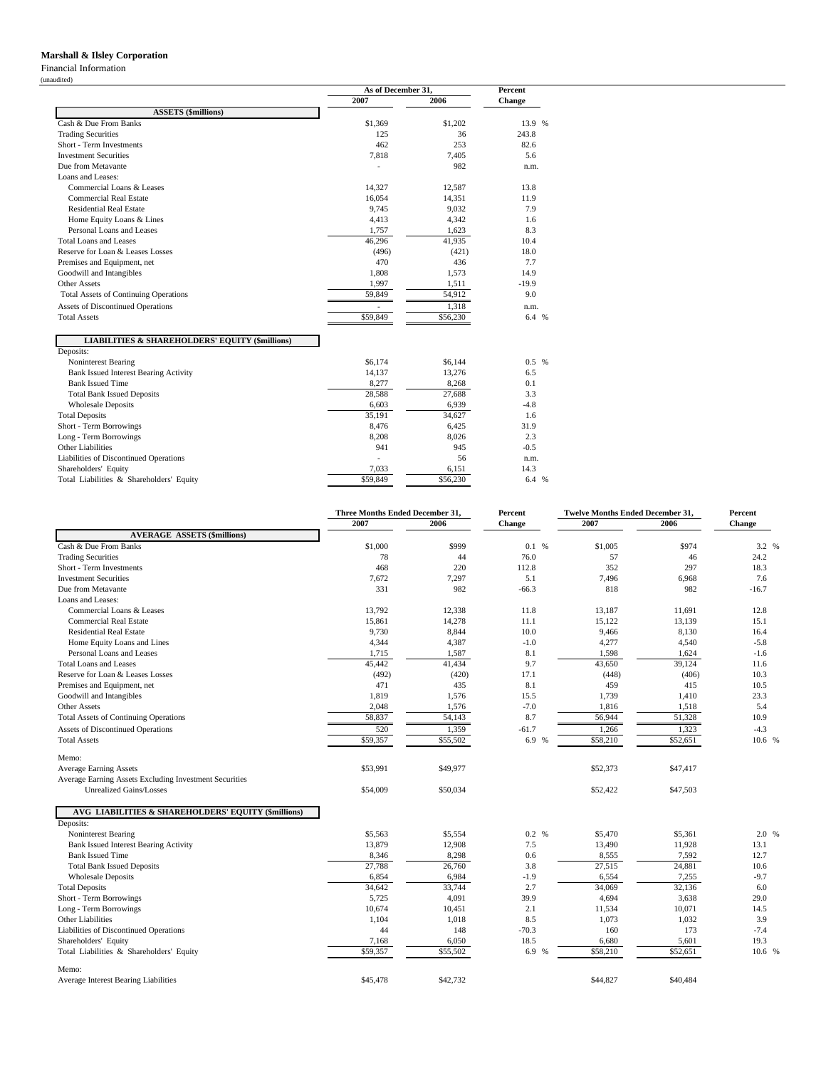**Marshall & Ilsley Corporation**

Financial Information

(unaudited)

| | As of December 31, | | Percent |
|---|---|---|---|
| | 2007 | 2006 | Change |
| **ASSETS ($millions)** | | | |
| Cash & Due From Banks | $1,369 | $1,202 | 13.9 % |
| Trading Securities | 125 | 36 | 243.8 |
| Short - Term Investments | 462 | 253 | 82.6 |
| Investment Securities | 7,818 | 7,405 | 5.6 |
| Due from Metavante | - | 982 | n.m. |
| Loans and Leases: | | | |
| Commercial Loans & Leases | 14,327 | 12,587 | 13.8 |
| Commercial Real Estate | 16,054 | 14,351 | 11.9 |
| Residential Real Estate | 9,745 | 9,032 | 7.9 |
| Home Equity Loans & Lines | 4,413 | 4,342 | 1.6 |
| Personal Loans and Leases | 1,757 | 1,623 | 8.3 |
| Total Loans and Leases | 46,296 | 41,935 | 10.4 |
| Reserve for Loan & Leases Losses | (496) | (421) | 18.0 |
| Premises and Equipment, net | 470 | 436 | 7.7 |
| Goodwill and Intangibles | 1,808 | 1,573 | 14.9 |
| Other Assets | 1,997 | 1,511 | -19.9 |
| Total Assets of Continuing Operations | 59,849 | 54,912 | 9.0 |
| Assets of Discontinued Operations | - | 1,318 | n.m. |
| Total Assets | $59,849 | $56,230 | 6.4 % |
| **LIABILITIES & SHAREHOLDERS' EQUITY ($millions)** | | | |
| Deposits: | | | |
| Noninterest Bearing | $6,174 | $6,144 | 0.5 % |
| Bank Issued Interest Bearing Activity | 14,137 | 13,276 | 6.5 |
| Bank Issued Time | 8,277 | 8,268 | 0.1 |
| Total Bank Issued Deposits | 28,588 | 27,688 | 3.3 |
| Wholesale Deposits | 6,603 | 6,939 | -4.8 |
| Total Deposits | 35,191 | 34,627 | 1.6 |
| Short - Term Borrowings | 8,476 | 6,425 | 31.9 |
| Long - Term Borrowings | 8,208 | 8,026 | 2.3 |
| Other Liabilities | 941 | 945 | -0.5 |
| Liabilities of Discontinued Operations | - | 56 | n.m. |
| Shareholders' Equity | 7,033 | 6,151 | 14.3 |
| Total Liabilities & Shareholders' Equity | $59,849 | $56,230 | 6.4 % |

| | Three Months Ended December 31, | | Percent | Twelve Months Ended December 31, | | Percent |
|---|---|---|---|---|---|---|
| | 2007 | 2006 | Change | 2007 | 2006 | Change |
| **AVERAGE ASSETS ($millions)** | | | | | | |
| Cash & Due From Banks | $1,000 | $999 | 0.1 % | $1,005 | $974 | 3.2 % |
| Trading Securities | 78 | 44 | 76.0 | 57 | 46 | 24.2 |
| Short - Term Investments | 468 | 220 | 112.8 | 352 | 297 | 18.3 |
| Investment Securities | 7,672 | 7,297 | 5.1 | 7,496 | 6,968 | 7.6 |
| Due from Metavante | 331 | 982 | -66.3 | 818 | 982 | -16.7 |
| Loans and Leases: | | | | | | |
| Commercial Loans & Leases | 13,792 | 12,338 | 11.8 | 13,187 | 11,691 | 12.8 |
| Commercial Real Estate | 15,861 | 14,278 | 11.1 | 15,122 | 13,139 | 15.1 |
| Residential Real Estate | 9,730 | 8,844 | 10.0 | 9,466 | 8,130 | 16.4 |
| Home Equity Loans and Lines | 4,344 | 4,387 | -1.0 | 4,277 | 4,540 | -5.8 |
| Personal Loans and Leases | 1,715 | 1,587 | 8.1 | 1,598 | 1,624 | -1.6 |
| Total Loans and Leases | 45,442 | 41,434 | 9.7 | 43,650 | 39,124 | 11.6 |
| Reserve for Loan & Leases Losses | (492) | (420) | 17.1 | (448) | (406) | 10.3 |
| Premises and Equipment, net | 471 | 435 | 8.1 | 459 | 415 | 10.5 |
| Goodwill and Intangibles | 1,819 | 1,576 | 15.5 | 1,739 | 1,410 | 23.3 |
| Other Assets | 2,048 | 1,576 | -7.0 | 1,816 | 1,518 | 5.4 |
| Total Assets of Continuing Operations | 58,837 | 54,143 | 8.7 | 56,944 | 51,328 | 10.9 |
| Assets of Discontinued Operations | 520 | 1,359 | -61.7 | 1,266 | 1,323 | -4.3 |
| Total Assets | $59,357 | $55,502 | 6.9 % | $58,210 | $52,651 | 10.6 % |
| Memo: | | | | | | |
| Average Earning Assets | $53,991 | $49,977 | | $52,373 | $47,417 | |
| Average Earning Assets Excluding Investment Securities Unrealized Gains/Losses | $54,009 | $50,034 | | $52,422 | $47,503 | |
| **AVG LIABILITIES & SHAREHOLDERS' EQUITY ($millions)** | | | | | | |
| Deposits: | | | | | | |
| Noninterest Bearing | $5,563 | $5,554 | 0.2 % | $5,470 | $5,361 | 2.0 % |
| Bank Issued Interest Bearing Activity | 13,879 | 12,908 | 7.5 | 13,490 | 11,928 | 13.1 |
| Bank Issued Time | 8,346 | 8,298 | 0.6 | 8,555 | 7,592 | 12.7 |
| Total Bank Issued Deposits | 27,788 | 26,760 | 3.8 | 27,515 | 24,881 | 10.6 |
| Wholesale Deposits | 6,854 | 6,984 | -1.9 | 6,554 | 7,255 | -9.7 |
| Total Deposits | 34,642 | 33,744 | 2.7 | 34,069 | 32,136 | 6.0 |
| Short - Term Borrowings | 5,725 | 4,091 | 39.9 | 4,694 | 3,638 | 29.0 |
| Long - Term Borrowings | 10,674 | 10,451 | 2.1 | 11,534 | 10,071 | 14.5 |
| Other Liabilities | 1,104 | 1,018 | 8.5 | 1,073 | 1,032 | 3.9 |
| Liabilities of Discontinued Operations | 44 | 148 | -70.3 | 160 | 173 | -7.4 |
| Shareholders' Equity | 7,168 | 6,050 | 18.5 | 6,680 | 5,601 | 19.3 |
| Total Liabilities & Shareholders' Equity | $59,357 | $55,502 | 6.9 % | $58,210 | $52,651 | 10.6 % |
| Memo: | | | | | | |
| Average Interest Bearing Liabilities | $45,478 | $42,732 | | $44,827 | $40,484 | |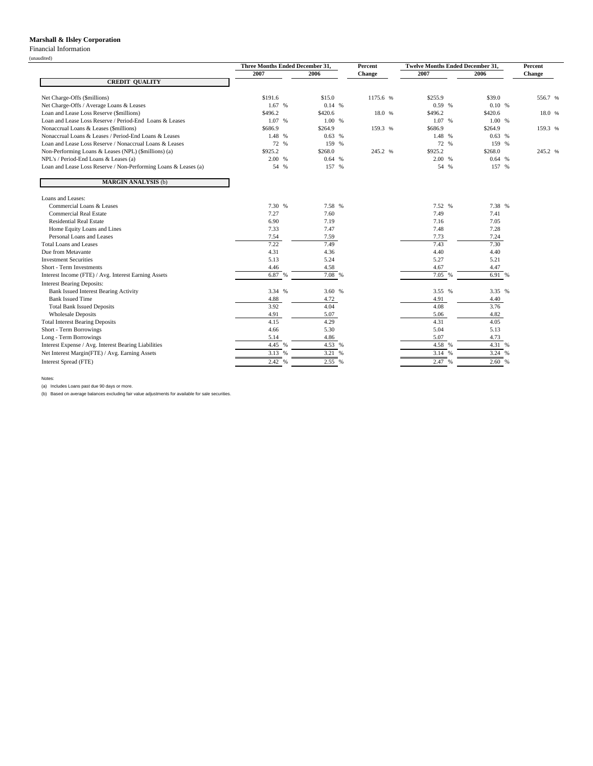**Marshall & Ilsley Corporation**

Financial Information

(unaudited)

| | Three Months Ended December 31, | | Percent | Twelve Months Ended December 31, | | Percent |
|---|---|---|---|---|---|---|
| | 2007 | 2006 | Change | 2007 | 2006 | Change |
| **CREDIT QUALITY** | | | | | | |
| Net Charge-Offs ($millions) | $191.6 | $15.0 | 1175.6 % | $255.9 | $39.0 | 556.7 % |
| Net Charge-Offs / Average Loans & Leases | 1.67 % | 0.14 % | | 0.59 % | 0.10 % | |
| Loan and Lease Loss Reserve ($millions) | $496.2 | $420.6 | 18.0 % | $496.2 | $420.6 | 18.0 % |
| Loan and Lease Loss Reserve / Period-End Loans & Leases | 1.07 % | 1.00 % | | 1.07 % | 1.00 % | |
| Nonaccrual Loans & Leases ($millions) | $686.9 | $264.9 | 159.3 % | $686.9 | $264.9 | 159.3 % |
| Nonaccrual Loans & Leases / Period-End Loans & Leases | 1.48 % | 0.63 % | | 1.48 % | 0.63 % | |
| Loan and Lease Loss Reserve / Nonaccrual Loans & Leases | 72 % | 159 % | | 72 % | 159 % | |
| Non-Performing Loans & Leases (NPL) ($millions) (a) | $925.2 | $268.0 | 245.2 % | $925.2 | $268.0 | 245.2 % |
| NPL's / Period-End Loans & Leases (a) | 2.00 % | 0.64 % | | 2.00 % | 0.64 % | |
| Loan and Lease Loss Reserve / Non-Performing Loans & Leases (a) | 54 % | 157 % | | 54 % | 157 % | |
| **MARGIN ANALYSIS** (b) | | | | | | |
| Loans and Leases: | | | | | | |
| Commercial Loans & Leases | 7.30 % | 7.58 % | | 7.52 % | 7.38 % | |
| Commercial Real Estate | 7.27 | 7.60 | | 7.49 | 7.41 | |
| Residential Real Estate | 6.90 | 7.19 | | 7.16 | 7.05 | |
| Home Equity Loans and Lines | 7.33 | 7.47 | | 7.48 | 7.28 | |
| Personal Loans and Leases | 7.54 | 7.59 | | 7.73 | 7.24 | |
| Total Loans and Leases | 7.22 | 7.49 | | 7.43 | 7.30 | |
| Due from Metavante | 4.31 | 4.36 | | 4.40 | 4.40 | |
| Investment Securities | 5.13 | 5.24 | | 5.27 | 5.21 | |
| Short - Term Investments | 4.46 | 4.58 | | 4.67 | 4.47 | |
| Interest Income (FTE) / Avg. Interest Earning Assets | 6.87 % | 7.08 % | | 7.05 % | 6.91 % | |
| Interest Bearing Deposits: | | | | | | |
| Bank Issued Interest Bearing Activity | 3.34 % | 3.60 % | | 3.55 % | 3.35 % | |
| Bank Issued Time | 4.88 | 4.72 | | 4.91 | 4.40 | |
| Total Bank Issued Deposits | 3.92 | 4.04 | | 4.08 | 3.76 | |
| Wholesale Deposits | 4.91 | 5.07 | | 5.06 | 4.82 | |
| Total Interest Bearing Deposits | 4.15 | 4.29 | | 4.31 | 4.05 | |
| Short - Term Borrowings | 4.66 | 5.30 | | 5.04 | 5.13 | |
| Long - Term Borrowings | 5.14 | 4.86 | | 5.07 | 4.73 | |
| Interest Expense / Avg. Interest Bearing Liabilities | 4.45 % | 4.53 % | | 4.58 % | 4.31 % | |
| Net Interest Margin(FTE) / Avg. Earning Assets | 3.13 % | 3.21 % | | 3.14 % | 3.24 % | |
| Interest Spread (FTE) | 2.42 % | 2.55 % | | 2.47 % | 2.60 % | |

Notes:

(a) Includes Loans past due 90 days or more.

(b) Based on average balances excluding fair value adjustments for available for sale securities.